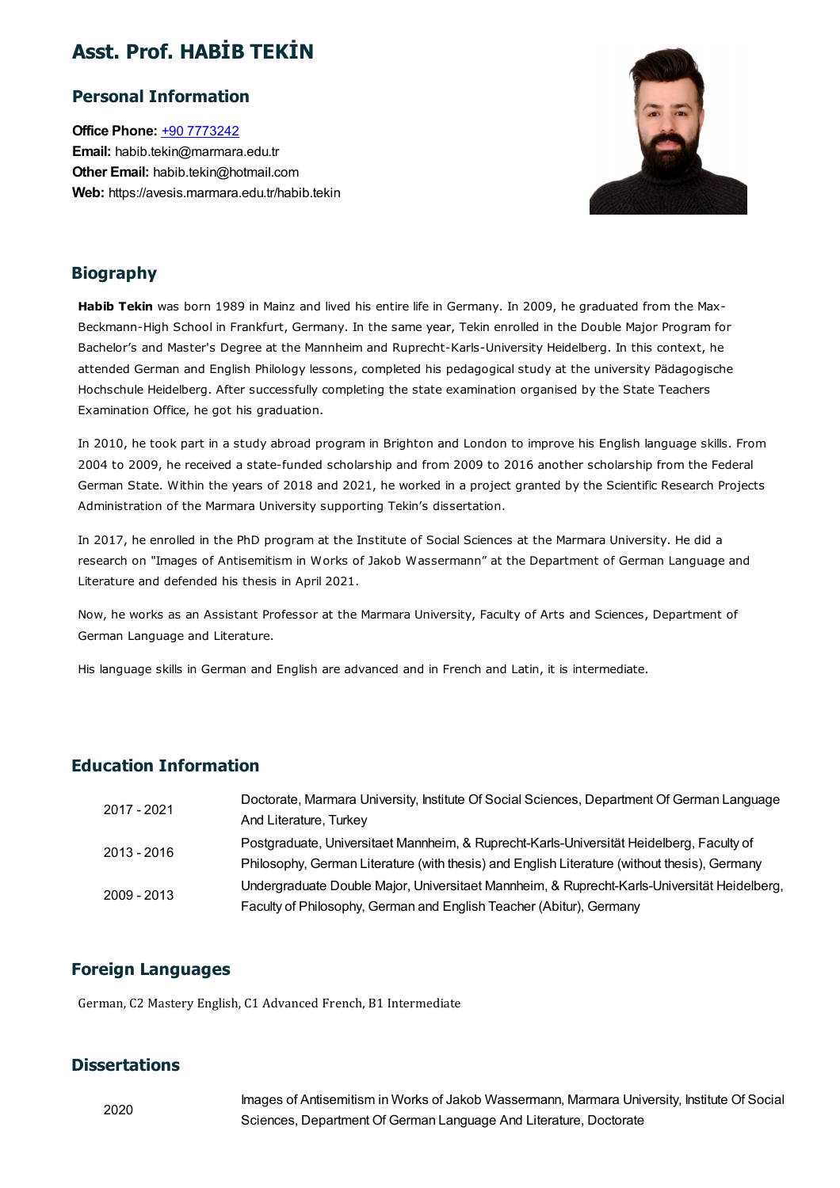# Asst. Prof. HABİB TEKİN

## Personal Information

**Office Phone:** +90 7773242
**Email:** habib.tekin@marmara.edu.tr
**Other Email:** habib.tekin@hotmail.com
**Web:** https://avesis.marmara.edu.tr/habib.tekin

## Biography

**Habib Tekin** was born 1989 in Mainz and lived his entire life in Germany. In 2009, he graduated from the Max-Beckmann-High School in Frankfurt, Germany. In the same year, Tekin enrolled in the Double Major Program for Bachelor's and Master's Degree at the Mannheim and Ruprecht-Karls-University Heidelberg. In this context, he attended German and English Philology lessons, completed his pedagogical study at the university Pädagogische Hochschule Heidelberg. After successfully completing the state examination organised by the State Teachers Examination Office, he got his graduation.

In 2010, he took part in a study abroad program in Brighton and London to improve his English language skills. From 2004 to 2009, he received a state-funded scholarship and from 2009 to 2016 another scholarship from the Federal German State. Within the years of 2018 and 2021, he worked in a project granted by the Scientific Research Projects Administration of the Marmara University supporting Tekin's dissertation.

In 2017, he enrolled in the PhD program at the Institute of Social Sciences at the Marmara University. He did a research on "Images of Antisemitism in Works of Jakob Wassermann" at the Department of German Language and Literature and defended his thesis in April 2021.

Now, he works as an Assistant Professor at the Marmara University, Faculty of Arts and Sciences, Department of German Language and Literature.

His language skills in German and English are advanced and in French and Latin, it is intermediate.

## Education Information

| | |
|---|---|
| 2017 - 2021 | Doctorate, Marmara University, Institute Of Social Sciences, Department Of German Language And Literature, Turkey |
| 2013 - 2016 | Postgraduate, Universitaet Mannheim, & Ruprecht-Karls-Universität Heidelberg, Faculty of Philosophy, German Literature (with thesis) and English Literature (without thesis), Germany |
| 2009 - 2013 | Undergraduate Double Major, Universitaet Mannheim, & Ruprecht-Karls-Universität Heidelberg, Faculty of Philosophy, German and English Teacher (Abitur), Germany |

## Foreign Languages

German, C2 Mastery English, C1 Advanced French, B1 Intermediate

## Dissertations

| | |
|---|---|
| 2020 | Images of Antisemitism in Works of Jakob Wassermann, Marmara University, Institute Of Social Sciences, Department Of German Language And Literature, Doctorate |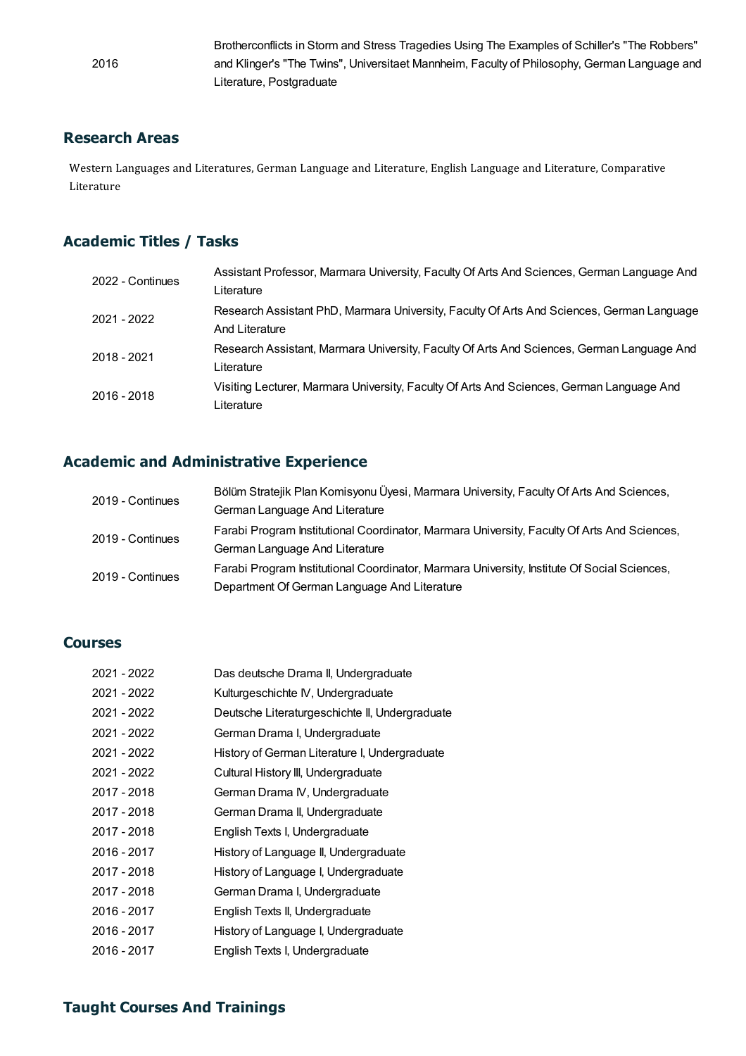| | |
|---|---|
| 2016 | Brotherconflicts in Storm and Stress Tragedies Using The Examples of Schiller's "The Robbers" and Klinger's "The Twins", Universitaet Mannheim, Faculty of Philosophy, German Language and Literature, Postgraduate |

## Research Areas

Western Languages and Literatures, German Language and Literature, English Language and Literature, Comparative Literature

## Academic Titles / Tasks

| | |
|---|---|
| 2022 - Continues | Assistant Professor, Marmara University, Faculty Of Arts And Sciences, German Language And Literature |
| 2021 - 2022 | Research Assistant PhD, Marmara University, Faculty Of Arts And Sciences, German Language And Literature |
| 2018 - 2021 | Research Assistant, Marmara University, Faculty Of Arts And Sciences, German Language And Literature |
| 2016 - 2018 | Visiting Lecturer, Marmara University, Faculty Of Arts And Sciences, German Language And Literature |

## Academic and Administrative Experience

| | |
|---|---|
| 2019 - Continues | Bölüm Stratejik Plan Komisyonu Üyesi, Marmara University, Faculty Of Arts And Sciences, German Language And Literature |
| 2019 - Continues | Farabi Program Institutional Coordinator, Marmara University, Faculty Of Arts And Sciences, German Language And Literature |
| 2019 - Continues | Farabi Program Institutional Coordinator, Marmara University, Institute Of Social Sciences, Department Of German Language And Literature |

## Courses

| | |
|---|---|
| 2021 - 2022 | Das deutsche Drama II, Undergraduate |
| 2021 - 2022 | Kulturgeschichte IV, Undergraduate |
| 2021 - 2022 | Deutsche Literaturgeschichte II, Undergraduate |
| 2021 - 2022 | German Drama I, Undergraduate |
| 2021 - 2022 | History of German Literature I, Undergraduate |
| 2021 - 2022 | Cultural History III, Undergraduate |
| 2017 - 2018 | German Drama IV, Undergraduate |
| 2017 - 2018 | German Drama II, Undergraduate |
| 2017 - 2018 | English Texts I, Undergraduate |
| 2016 - 2017 | History of Language II, Undergraduate |
| 2017 - 2018 | History of Language I, Undergraduate |
| 2017 - 2018 | German Drama I, Undergraduate |
| 2016 - 2017 | English Texts II, Undergraduate |
| 2016 - 2017 | History of Language I, Undergraduate |
| 2016 - 2017 | English Texts I, Undergraduate |

## Taught Courses And Trainings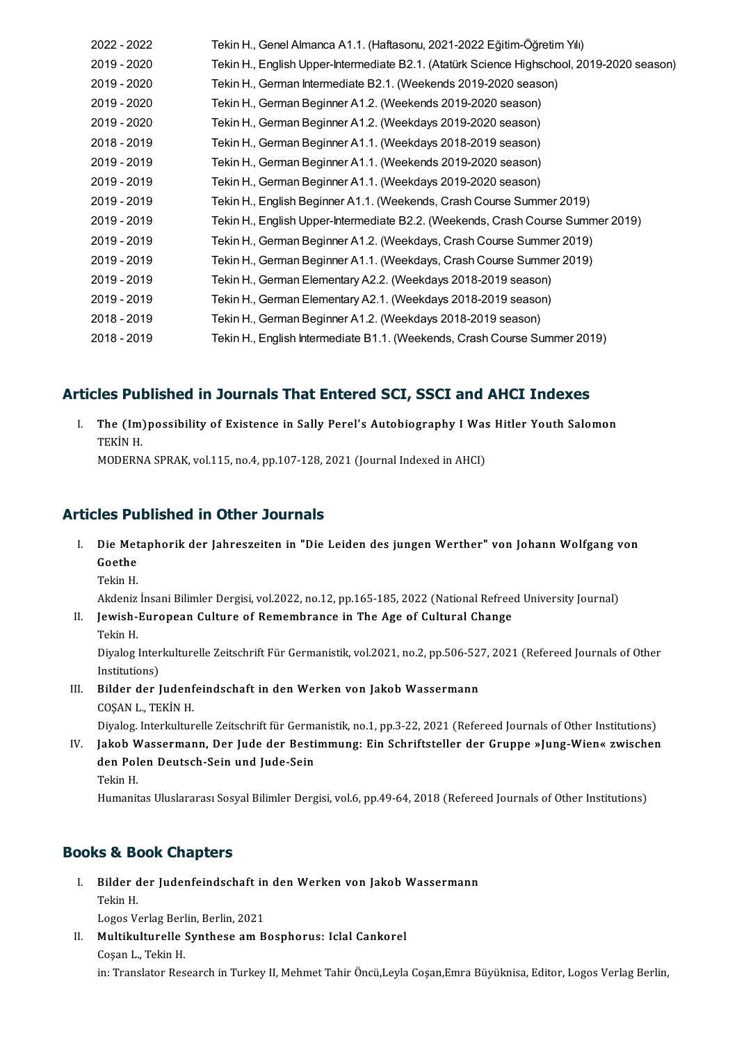| | |
|---|---|
| 2022 - 2022 | Tekin H., Genel Almanca A1.1. (Haftasonu, 2021-2022 Eğitim-Öğretim Yılı) |
| 2019 - 2020 | Tekin H., English Upper-Intermediate B2.1. (Atatürk Science Highschool, 2019-2020 season) |
| 2019 - 2020 | Tekin H., German Intermediate B2.1. (Weekends 2019-2020 season) |
| 2019 - 2020 | Tekin H., German Beginner A1.2. (Weekends 2019-2020 season) |
| 2019 - 2020 | Tekin H., German Beginner A1.2. (Weekdays 2019-2020 season) |
| 2018 - 2019 | Tekin H., German Beginner A1.1. (Weekdays 2018-2019 season) |
| 2019 - 2019 | Tekin H., German Beginner A1.1. (Weekends 2019-2020 season) |
| 2019 - 2019 | Tekin H., German Beginner A1.1. (Weekdays 2019-2020 season) |
| 2019 - 2019 | Tekin H., English Beginner A1.1. (Weekends, Crash Course Summer 2019) |
| 2019 - 2019 | Tekin H., English Upper-Intermediate B2.2. (Weekends, Crash Course Summer 2019) |
| 2019 - 2019 | Tekin H., German Beginner A1.2. (Weekdays, Crash Course Summer 2019) |
| 2019 - 2019 | Tekin H., German Beginner A1.1. (Weekdays, Crash Course Summer 2019) |
| 2019 - 2019 | Tekin H., German Elementary A2.2. (Weekdays 2018-2019 season) |
| 2019 - 2019 | Tekin H., German Elementary A2.1. (Weekdays 2018-2019 season) |
| 2018 - 2019 | Tekin H., German Beginner A1.2. (Weekdays 2018-2019 season) |
| 2018 - 2019 | Tekin H., English Intermediate B1.1. (Weekends, Crash Course Summer 2019) |

## Articles Published in Journals That Entered SCI, SSCI and AHCI Indexes

I. **The (Im)possibility of Existence in Sally Perel's Autobiography I Was Hitler Youth Salomon**
TEKİN H.
MODERNA SPRAK, vol.115, no.4, pp.107-128, 2021 (Journal Indexed in AHCI)

## Articles Published in Other Journals

I. **Die Metaphorik der Jahreszeiten in "Die Leiden des jungen Werther" von Johann Wolfgang von Goethe**
Tekin H.
Akdeniz İnsani Bilimler Dergisi, vol.2022, no.12, pp.165-185, 2022 (National Refreed University Journal)

II. **Jewish-European Culture of Remembrance in The Age of Cultural Change**
Tekin H.
Diyalog Interkulturelle Zeitschrift Für Germanistik, vol.2021, no.2, pp.506-527, 2021 (Refereed Journals of Other Institutions)

III. **Bilder der Judenfeindschaft in den Werken von Jakob Wassermann**
COŞAN L., TEKİN H.
Diyalog. Interkulturelle Zeitschrift für Germanistik, no.1, pp.3-22, 2021 (Refereed Journals of Other Institutions)

IV. **Jakob Wassermann, Der Jude der Bestimmung: Ein Schriftsteller der Gruppe »Jung-Wien« zwischen den Polen Deutsch-Sein und Jude-Sein**
Tekin H.
Humanitas Uluslararası Sosyal Bilimler Dergisi, vol.6, pp.49-64, 2018 (Refereed Journals of Other Institutions)

## Books & Book Chapters

I. **Bilder der Judenfeindschaft in den Werken von Jakob Wassermann**
Tekin H.
Logos Verlag Berlin, Berlin, 2021

II. **Multikulturelle Synthese am Bosphorus: Iclal Cankorel**
Coşan L., Tekin H.
in: Translator Research in Turkey II, Mehmet Tahir Öncü,Leyla Coşan,Emra Büyüknisa, Editor, Logos Verlag Berlin,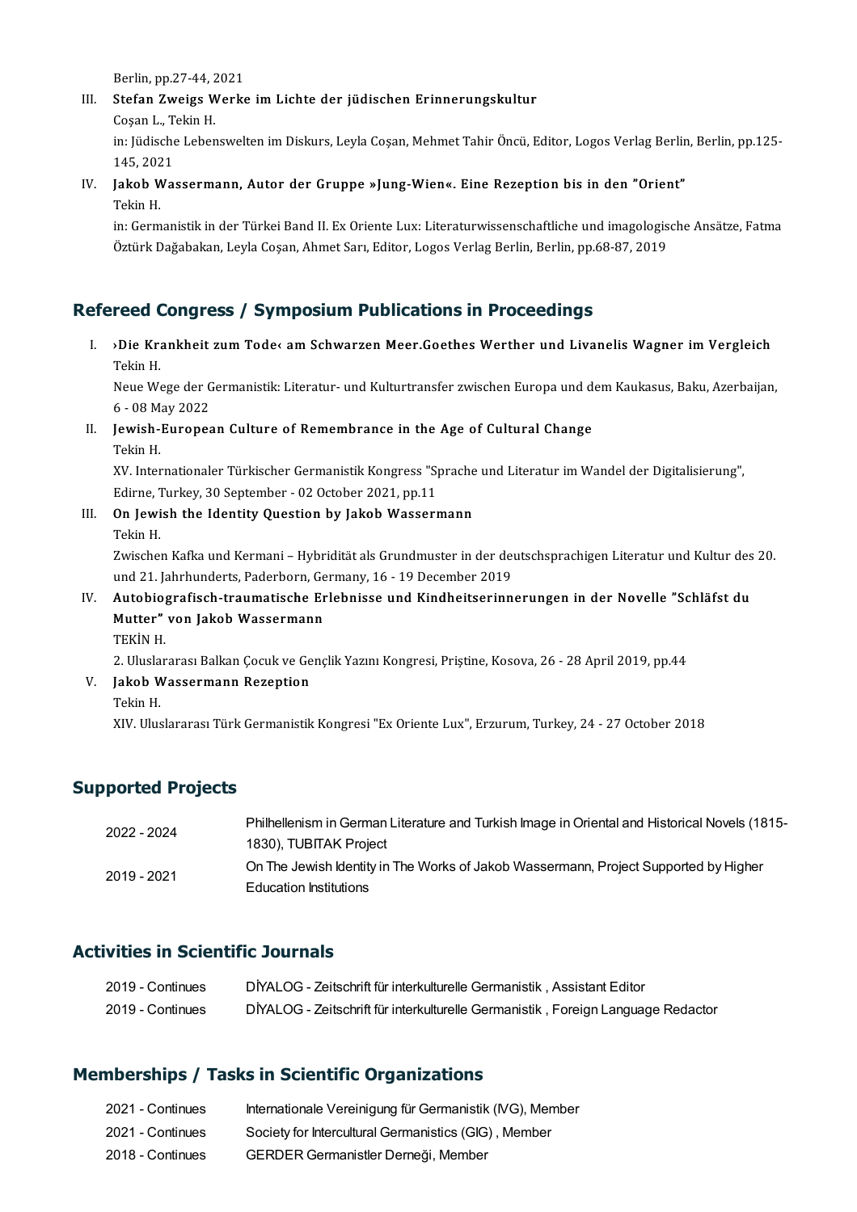Berlin, pp.27-44, 2021

III. **Stefan Zweigs Werke im Lichte der jüdischen Erinnerungskultur**
Coşan L., Tekin H.
in: Jüdische Lebenswelten im Diskurs, Leyla Coşan, Mehmet Tahir Öncü, Editor, Logos Verlag Berlin, Berlin, pp.125-145, 2021

IV. **Jakob Wassermann, Autor der Gruppe »Jung-Wien«. Eine Rezeption bis in den "Orient"**
Tekin H.
in: Germanistik in der Türkei Band II. Ex Oriente Lux: Literaturwissenschaftliche und imagologische Ansätze, Fatma Öztürk Dağabakan, Leyla Coşan, Ahmet Sarı, Editor, Logos Verlag Berlin, Berlin, pp.68-87, 2019

## Refereed Congress / Symposium Publications in Proceedings

I. **›Die Krankheit zum Tode‹ am Schwarzen Meer.Goethes Werther und Livanelis Wagner im Vergleich**
Tekin H.
Neue Wege der Germanistik: Literatur- und Kulturtransfer zwischen Europa und dem Kaukasus, Baku, Azerbaijan, 6 - 08 May 2022

II. **Jewish-European Culture of Remembrance in the Age of Cultural Change**
Tekin H.
XV. Internationaler Türkischer Germanistik Kongress "Sprache und Literatur im Wandel der Digitalisierung", Edirne, Turkey, 30 September - 02 October 2021, pp.11

III. **On Jewish the Identity Question by Jakob Wassermann**
Tekin H.
Zwischen Kafka und Kermani – Hybridität als Grundmuster in der deutschsprachigen Literatur und Kultur des 20. und 21. Jahrhunderts, Paderborn, Germany, 16 - 19 December 2019

IV. **Autobiografisch-traumatische Erlebnisse und Kindheitserinnerungen in der Novelle "Schläfst du Mutter" von Jakob Wassermann**
TEKİN H.
2. Uluslararası Balkan Çocuk ve Gençlik Yazını Kongresi, Priştine, Kosova, 26 - 28 April 2019, pp.44

V. **Jakob Wassermann Rezeption**
Tekin H.
XIV. Uluslararası Türk Germanistik Kongresi "Ex Oriente Lux", Erzurum, Turkey, 24 - 27 October 2018

## Supported Projects

| | |
|---|---|
| 2022 - 2024 | Philhellenism in German Literature and Turkish Image in Oriental and Historical Novels (1815-1830), TUBITAK Project |
| 2019 - 2021 | On The Jewish Identity in The Works of Jakob Wassermann, Project Supported by Higher Education Institutions |

## Activities in Scientific Journals

| | |
|---|---|
| 2019 - Continues | DİYALOG - Zeitschrift für interkulturelle Germanistik , Assistant Editor |
| 2019 - Continues | DİYALOG - Zeitschrift für interkulturelle Germanistik , Foreign Language Redactor |

## Memberships / Tasks in Scientific Organizations

| | |
|---|---|
| 2021 - Continues | Internationale Vereinigung für Germanistik (IVG), Member |
| 2021 - Continues | Society for Intercultural Germanistics (GIG) , Member |
| 2018 - Continues | GERDER Germanistler Derneği, Member |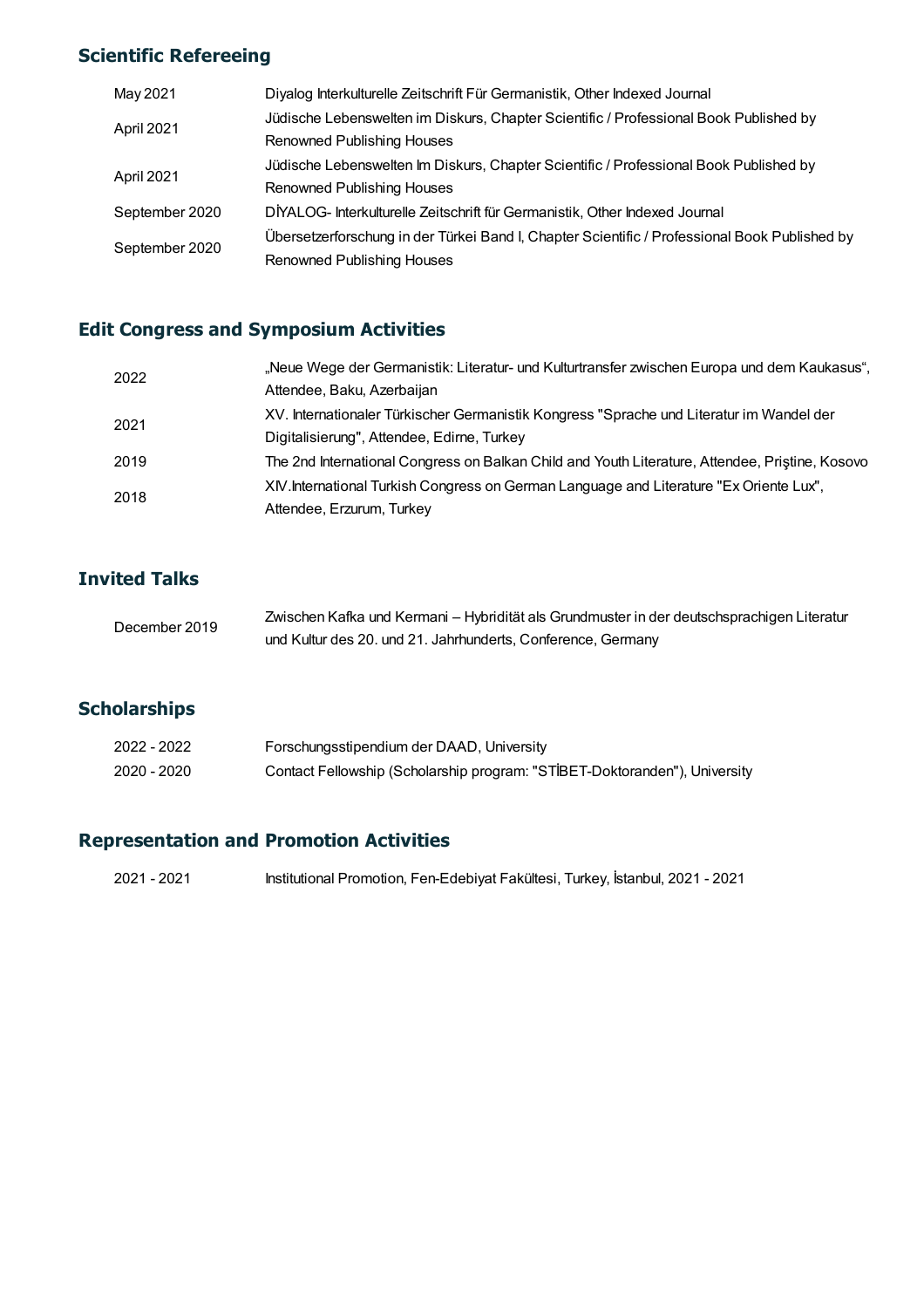## Scientific Refereeing

| | |
|---|---|
| May 2021 | Diyalog Interkulturelle Zeitschrift Für Germanistik, Other Indexed Journal |
| April 2021 | Jüdische Lebenswelten im Diskurs, Chapter Scientific / Professional Book Published by Renowned Publishing Houses |
| April 2021 | Jüdische Lebenswelten Im Diskurs, Chapter Scientific / Professional Book Published by Renowned Publishing Houses |
| September 2020 | DİYALOG- Interkulturelle Zeitschrift für Germanistik, Other Indexed Journal |
| September 2020 | Übersetzerforschung in der Türkei Band I, Chapter Scientific / Professional Book Published by Renowned Publishing Houses |

## Edit Congress and Symposium Activities

| | |
|---|---|
| 2022 | „Neue Wege der Germanistik: Literatur- und Kulturtransfer zwischen Europa und dem Kaukasus“, Attendee, Baku, Azerbaijan |
| 2021 | XV. Internationaler Türkischer Germanistik Kongress "Sprache und Literatur im Wandel der Digitalisierung", Attendee, Edirne, Turkey |
| 2019 | The 2nd International Congress on Balkan Child and Youth Literature, Attendee, Priştine, Kosovo |
| 2018 | XIV.International Turkish Congress on German Language and Literature "Ex Oriente Lux", Attendee, Erzurum, Turkey |

## Invited Talks

| | |
|---|---|
| December 2019 | Zwischen Kafka und Kermani – Hybridität als Grundmuster in der deutschsprachigen Literatur und Kultur des 20. und 21. Jahrhunderts, Conference, Germany |

## Scholarships

| | |
|---|---|
| 2022 - 2022 | Forschungsstipendium der DAAD, University |
| 2020 - 2020 | Contact Fellowship (Scholarship program: "STİBET-Doktoranden"), University |

## Representation and Promotion Activities

| | |
|---|---|
| 2021 - 2021 | Institutional Promotion, Fen-Edebiyat Fakültesi, Turkey, İstanbul, 2021 - 2021 |